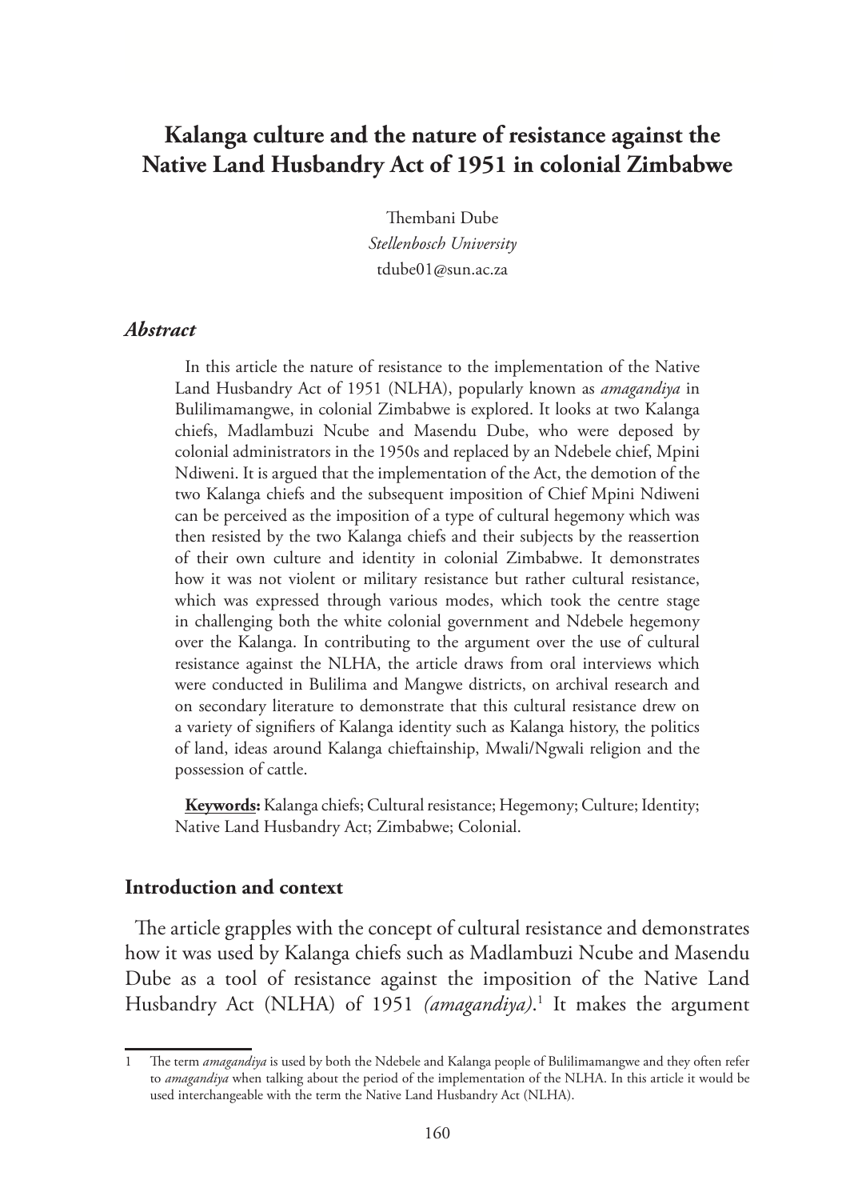# Kalanga culture and the nature of resistance against the Native Land Husbandry Act of 1951 in colonial Zimbabwe

Thembani Dube
*Stellenbosch University*
tdube01@sun.ac.za

### *Abstract*

In this article the nature of resistance to the implementation of the Native Land Husbandry Act of 1951 (NLHA), popularly known as *amagandiya* in Bulilimamangwe, in colonial Zimbabwe is explored. It looks at two Kalanga chiefs, Madlambuzi Ncube and Masendu Dube, who were deposed by colonial administrators in the 1950s and replaced by an Ndebele chief, Mpini Ndiweni. It is argued that the implementation of the Act, the demotion of the two Kalanga chiefs and the subsequent imposition of Chief Mpini Ndiweni can be perceived as the imposition of a type of cultural hegemony which was then resisted by the two Kalanga chiefs and their subjects by the reassertion of their own culture and identity in colonial Zimbabwe. It demonstrates how it was not violent or military resistance but rather cultural resistance, which was expressed through various modes, which took the centre stage in challenging both the white colonial government and Ndebele hegemony over the Kalanga. In contributing to the argument over the use of cultural resistance against the NLHA, the article draws from oral interviews which were conducted in Bulilima and Mangwe districts, on archival research and on secondary literature to demonstrate that this cultural resistance drew on a variety of signifiers of Kalanga identity such as Kalanga history, the politics of land, ideas around Kalanga chieftainship, Mwali/Ngwali religion and the possession of cattle.

**Keywords:** Kalanga chiefs; Cultural resistance; Hegemony; Culture; Identity; Native Land Husbandry Act; Zimbabwe; Colonial.

### Introduction and context

The article grapples with the concept of cultural resistance and demonstrates how it was used by Kalanga chiefs such as Madlambuzi Ncube and Masendu Dube as a tool of resistance against the imposition of the Native Land Husbandry Act (NLHA) of 1951 *(amagandiya)*.[1] It makes the argument

---

1 The term *amagandiya* is used by both the Ndebele and Kalanga people of Bulilimamangwe and they often refer to *amagandiya* when talking about the period of the implementation of the NLHA. In this article it would be used interchangeable with the term the Native Land Husbandry Act (NLHA).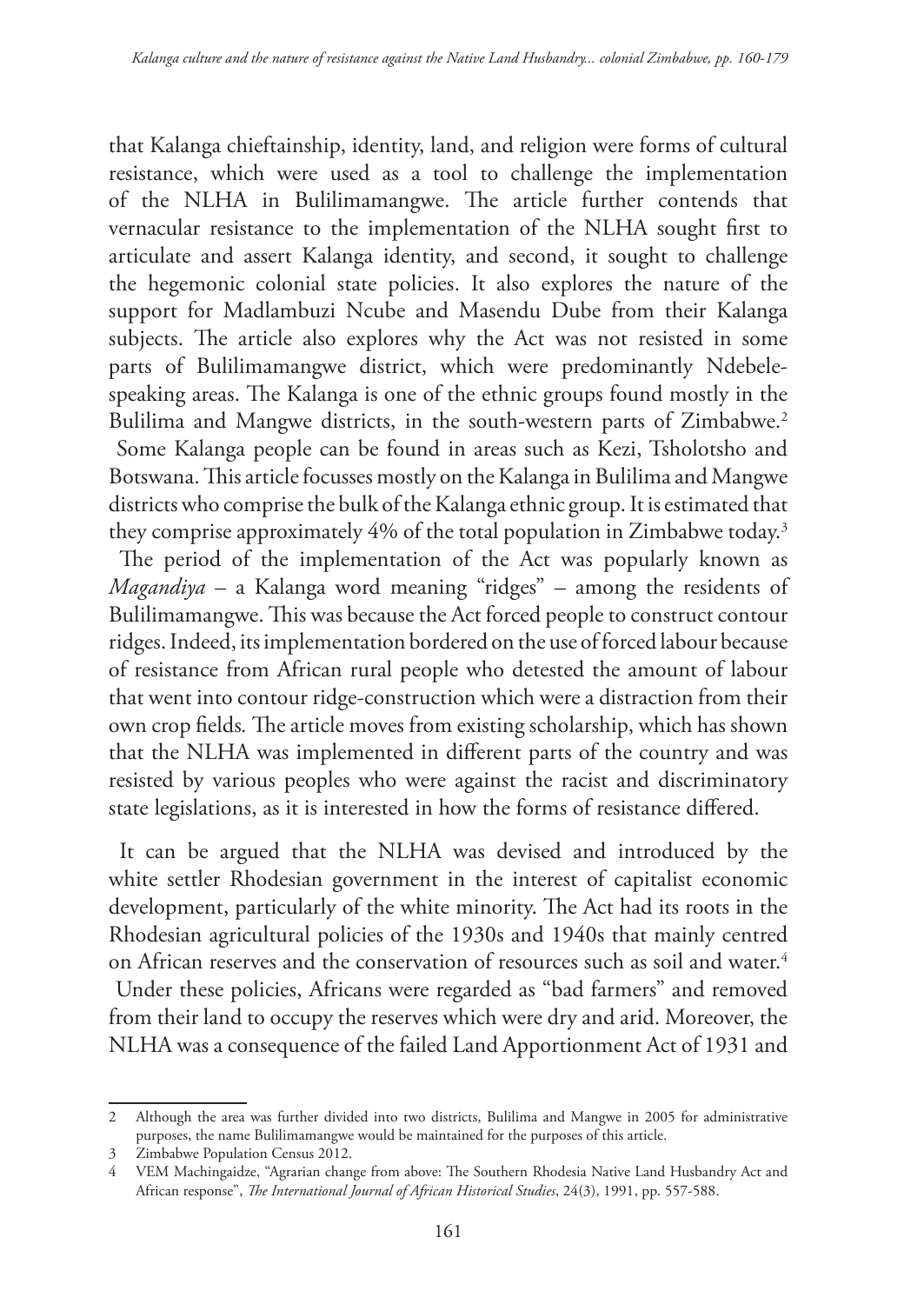that Kalanga chieftainship, identity, land, and religion were forms of cultural resistance, which were used as a tool to challenge the implementation of the NLHA in Bulilimamangwe. The article further contends that vernacular resistance to the implementation of the NLHA sought first to articulate and assert Kalanga identity, and second, it sought to challenge the hegemonic colonial state policies. It also explores the nature of the support for Madlambuzi Ncube and Masendu Dube from their Kalanga subjects. The article also explores why the Act was not resisted in some parts of Bulilimamangwe district, which were predominantly Ndebele-speaking areas. The Kalanga is one of the ethnic groups found mostly in the Bulilima and Mangwe districts, in the south-western parts of Zimbabwe.[2] Some Kalanga people can be found in areas such as Kezi, Tsholotsho and Botswana. This article focusses mostly on the Kalanga in Bulilima and Mangwe districts who comprise the bulk of the Kalanga ethnic group. It is estimated that they comprise approximately 4% of the total population in Zimbabwe today.[3]

The period of the implementation of the Act was popularly known as *Magandiya* – a Kalanga word meaning "ridges" – among the residents of Bulilimamangwe. This was because the Act forced people to construct contour ridges. Indeed, its implementation bordered on the use of forced labour because of resistance from African rural people who detested the amount of labour that went into contour ridge-construction which were a distraction from their own crop fields. The article moves from existing scholarship, which has shown that the NLHA was implemented in different parts of the country and was resisted by various peoples who were against the racist and discriminatory state legislations, as it is interested in how the forms of resistance differed.

It can be argued that the NLHA was devised and introduced by the white settler Rhodesian government in the interest of capitalist economic development, particularly of the white minority. The Act had its roots in the Rhodesian agricultural policies of the 1930s and 1940s that mainly centred on African reserves and the conservation of resources such as soil and water.[4] Under these policies, Africans were regarded as "bad farmers" and removed from their land to occupy the reserves which were dry and arid. Moreover, the NLHA was a consequence of the failed Land Apportionment Act of 1931 and

---

2 Although the area was further divided into two districts, Bulilima and Mangwe in 2005 for administrative purposes, the name Bulilimamangwe would be maintained for the purposes of this article.

3 Zimbabwe Population Census 2012.

4 VEM Machingaidze, "Agrarian change from above: The Southern Rhodesia Native Land Husbandry Act and African response", *The International Journal of African Historical Studies*, 24(3), 1991, pp. 557-588.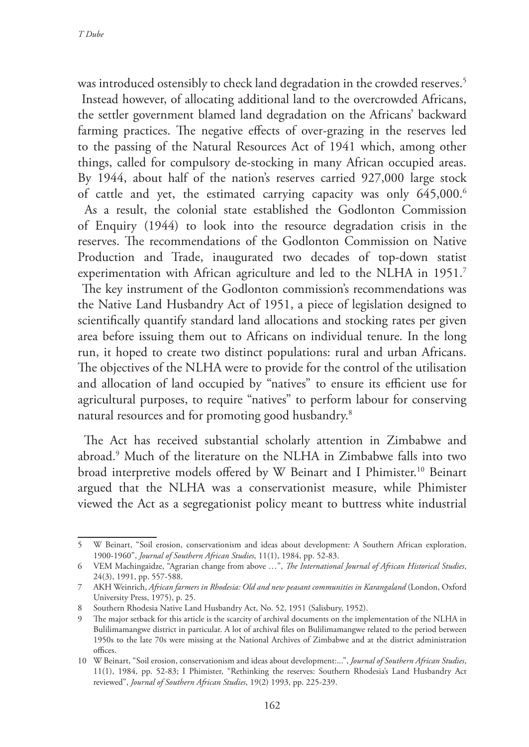was introduced ostensibly to check land degradation in the crowded reserves.[5] Instead however, of allocating additional land to the overcrowded Africans, the settler government blamed land degradation on the Africans' backward farming practices. The negative effects of over-grazing in the reserves led to the passing of the Natural Resources Act of 1941 which, among other things, called for compulsory de-stocking in many African occupied areas. By 1944, about half of the nation's reserves carried 927,000 large stock of cattle and yet, the estimated carrying capacity was only 645,000.[6] As a result, the colonial state established the Godlonton Commission of Enquiry (1944) to look into the resource degradation crisis in the reserves. The recommendations of the Godlonton Commission on Native Production and Trade, inaugurated two decades of top-down statist experimentation with African agriculture and led to the NLHA in 1951.[7] The key instrument of the Godlonton commission's recommendations was the Native Land Husbandry Act of 1951, a piece of legislation designed to scientifically quantify standard land allocations and stocking rates per given area before issuing them out to Africans on individual tenure. In the long run, it hoped to create two distinct populations: rural and urban Africans. The objectives of the NLHA were to provide for the control of the utilisation and allocation of land occupied by "natives" to ensure its efficient use for agricultural purposes, to require "natives" to perform labour for conserving natural resources and for promoting good husbandry.[8]

The Act has received substantial scholarly attention in Zimbabwe and abroad.[9] Much of the literature on the NLHA in Zimbabwe falls into two broad interpretive models offered by W Beinart and I Phimister.[10] Beinart argued that the NLHA was a conservationist measure, while Phimister viewed the Act as a segregationist policy meant to buttress white industrial

---

5 W Beinart, "Soil erosion, conservationism and ideas about development: A Southern African exploration, 1900-1960", *Journal of Southern African Studies*, 11(1), 1984, pp. 52-83.

6 VEM Machingaidze, "Agrarian change from above …", *The International Journal of African Historical Studies*, 24(3), 1991, pp. 557-588.

7 AKH Weinrich, *African farmers in Rhodesia: Old and new peasant communities in Karangaland* (London, Oxford University Press, 1975), p. 25.

8 Southern Rhodesia Native Land Husbandry Act, No. 52, 1951 (Salisbury, 1952).

9 The major setback for this article is the scarcity of archival documents on the implementation of the NLHA in Bulilimamangwe district in particular. A lot of archival files on Bulilimamangwe related to the period between 1950s to the late 70s were missing at the National Archives of Zimbabwe and at the district administration offices.

10 W Beinart, "Soil erosion, conservationism and ideas about development:...", *Journal of Southern African Studies*, 11(1), 1984, pp. 52-83; I Phimister, "Rethinking the reserves: Southern Rhodesia's Land Husbandry Act reviewed", *Journal of Southern African Studies*, 19(2) 1993, pp. 225-239.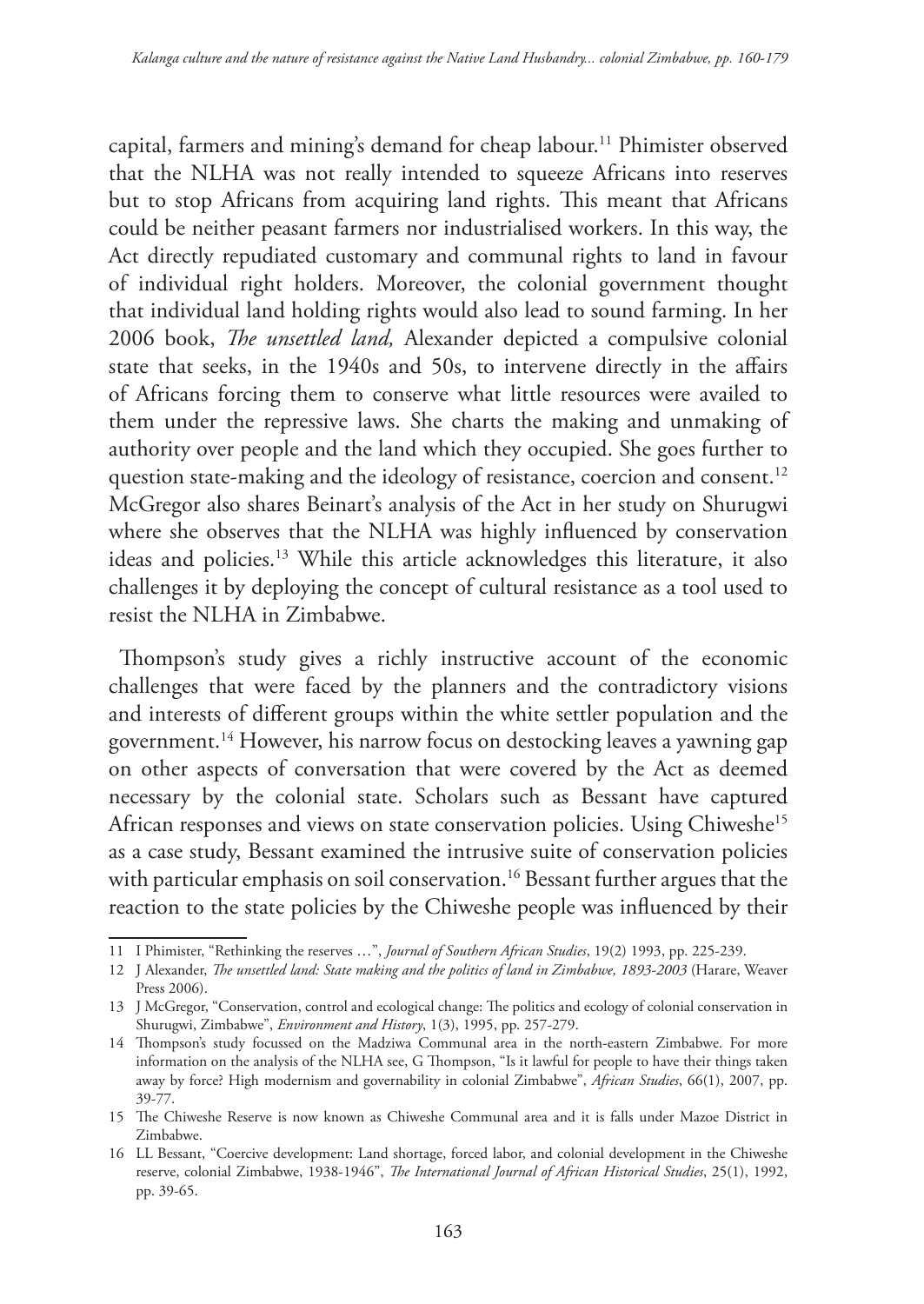capital, farmers and mining's demand for cheap labour.[11] Phimister observed that the NLHA was not really intended to squeeze Africans into reserves but to stop Africans from acquiring land rights. This meant that Africans could be neither peasant farmers nor industrialised workers. In this way, the Act directly repudiated customary and communal rights to land in favour of individual right holders. Moreover, the colonial government thought that individual land holding rights would also lead to sound farming. In her 2006 book, *The unsettled land,* Alexander depicted a compulsive colonial state that seeks, in the 1940s and 50s, to intervene directly in the affairs of Africans forcing them to conserve what little resources were availed to them under the repressive laws. She charts the making and unmaking of authority over people and the land which they occupied. She goes further to question state-making and the ideology of resistance, coercion and consent.[12] McGregor also shares Beinart's analysis of the Act in her study on Shurugwi where she observes that the NLHA was highly influenced by conservation ideas and policies.[13] While this article acknowledges this literature, it also challenges it by deploying the concept of cultural resistance as a tool used to resist the NLHA in Zimbabwe.

Thompson's study gives a richly instructive account of the economic challenges that were faced by the planners and the contradictory visions and interests of different groups within the white settler population and the government.[14] However, his narrow focus on destocking leaves a yawning gap on other aspects of conversation that were covered by the Act as deemed necessary by the colonial state. Scholars such as Bessant have captured African responses and views on state conservation policies. Using Chiweshe[15] as a case study, Bessant examined the intrusive suite of conservation policies with particular emphasis on soil conservation.[16] Bessant further argues that the reaction to the state policies by the Chiweshe people was influenced by their

---

11 I Phimister, "Rethinking the reserves …", *Journal of Southern African Studies*, 19(2) 1993, pp. 225-239.

12 J Alexander, *The unsettled land: State making and the politics of land in Zimbabwe, 1893-2003* (Harare, Weaver Press 2006).

13 J McGregor, "Conservation, control and ecological change: The politics and ecology of colonial conservation in Shurugwi, Zimbabwe", *Environment and History*, 1(3), 1995, pp. 257-279.

14 Thompson's study focussed on the Madziwa Communal area in the north-eastern Zimbabwe. For more information on the analysis of the NLHA see, G Thompson, "Is it lawful for people to have their things taken away by force? High modernism and governability in colonial Zimbabwe", *African Studies*, 66(1), 2007, pp. 39-77.

15 The Chiweshe Reserve is now known as Chiweshe Communal area and it is falls under Mazoe District in Zimbabwe.

16 LL Bessant, "Coercive development: Land shortage, forced labor, and colonial development in the Chiweshe reserve, colonial Zimbabwe, 1938-1946", *The International Journal of African Historical Studies*, 25(1), 1992, pp. 39-65.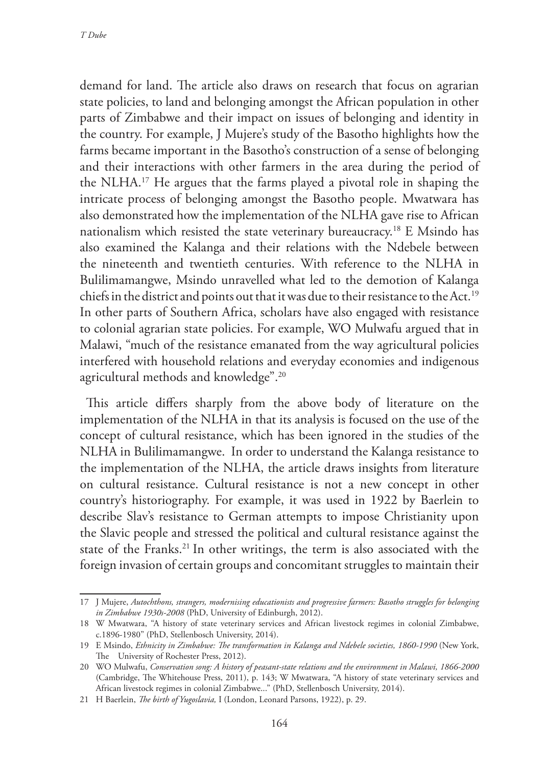demand for land. The article also draws on research that focus on agrarian state policies, to land and belonging amongst the African population in other parts of Zimbabwe and their impact on issues of belonging and identity in the country. For example, J Mujere's study of the Basotho highlights how the farms became important in the Basotho's construction of a sense of belonging and their interactions with other farmers in the area during the period of the NLHA.[17] He argues that the farms played a pivotal role in shaping the intricate process of belonging amongst the Basotho people. Mwatwara has also demonstrated how the implementation of the NLHA gave rise to African nationalism which resisted the state veterinary bureaucracy.[18] E Msindo has also examined the Kalanga and their relations with the Ndebele between the nineteenth and twentieth centuries. With reference to the NLHA in Bulilimamangwe, Msindo unravelled what led to the demotion of Kalanga chiefs in the district and points out that it was due to their resistance to the Act.[19] In other parts of Southern Africa, scholars have also engaged with resistance to colonial agrarian state policies. For example, WO Mulwafu argued that in Malawi, "much of the resistance emanated from the way agricultural policies interfered with household relations and everyday economies and indigenous agricultural methods and knowledge".[20]

This article differs sharply from the above body of literature on the implementation of the NLHA in that its analysis is focused on the use of the concept of cultural resistance, which has been ignored in the studies of the NLHA in Bulilimamangwe. In order to understand the Kalanga resistance to the implementation of the NLHA, the article draws insights from literature on cultural resistance. Cultural resistance is not a new concept in other country's historiography. For example, it was used in 1922 by Baerlein to describe Slav's resistance to German attempts to impose Christianity upon the Slavic people and stressed the political and cultural resistance against the state of the Franks.[21] In other writings, the term is also associated with the foreign invasion of certain groups and concomitant struggles to maintain their

---

17 J Mujere, *Autochthons, strangers, modernising educationists and progressive farmers: Basotho struggles for belonging in Zimbabwe 1930s-2008* (PhD, University of Edinburgh, 2012).

18 W Mwatwara, "A history of state veterinary services and African livestock regimes in colonial Zimbabwe, c.1896-1980" (PhD, Stellenbosch University, 2014).

19 E Msindo, *Ethnicity in Zimbabwe: The transformation in Kalanga and Ndebele societies, 1860-1990* (New York, The University of Rochester Press, 2012).

20 WO Mulwafu, *Conservation song: A history of peasant-state relations and the environment in Malawi, 1866-2000* (Cambridge, The Whitehouse Press, 2011), p. 143; W Mwatwara, "A history of state veterinary services and African livestock regimes in colonial Zimbabwe..." (PhD, Stellenbosch University, 2014).

21 H Baerlein, *The birth of Yugoslavia,* I (London, Leonard Parsons, 1922), p. 29.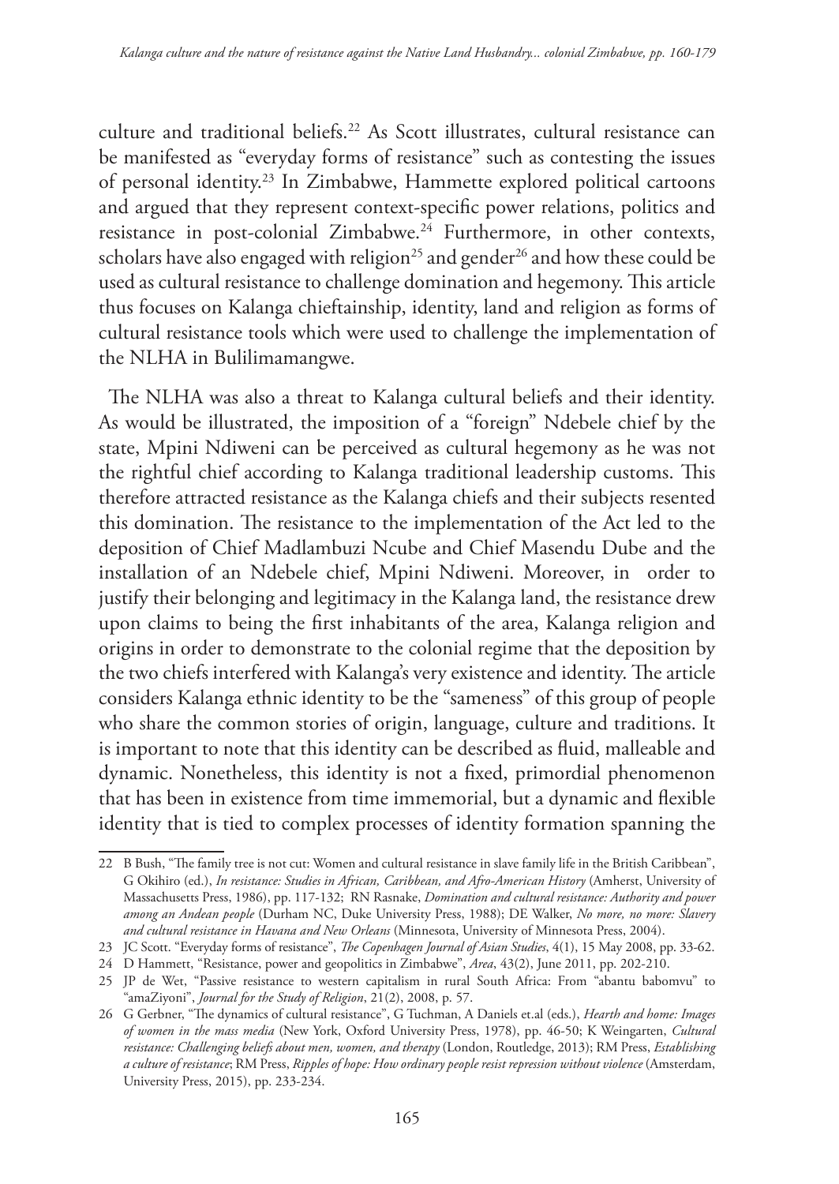culture and traditional beliefs.[22] As Scott illustrates, cultural resistance can be manifested as "everyday forms of resistance" such as contesting the issues of personal identity.[23] In Zimbabwe, Hammette explored political cartoons and argued that they represent context-specific power relations, politics and resistance in post-colonial Zimbabwe.[24] Furthermore, in other contexts, scholars have also engaged with religion[25] and gender[26] and how these could be used as cultural resistance to challenge domination and hegemony. This article thus focuses on Kalanga chieftainship, identity, land and religion as forms of cultural resistance tools which were used to challenge the implementation of the NLHA in Bulilimamangwe.

The NLHA was also a threat to Kalanga cultural beliefs and their identity. As would be illustrated, the imposition of a "foreign" Ndebele chief by the state, Mpini Ndiweni can be perceived as cultural hegemony as he was not the rightful chief according to Kalanga traditional leadership customs. This therefore attracted resistance as the Kalanga chiefs and their subjects resented this domination. The resistance to the implementation of the Act led to the deposition of Chief Madlambuzi Ncube and Chief Masendu Dube and the installation of an Ndebele chief, Mpini Ndiweni. Moreover, in order to justify their belonging and legitimacy in the Kalanga land, the resistance drew upon claims to being the first inhabitants of the area, Kalanga religion and origins in order to demonstrate to the colonial regime that the deposition by the two chiefs interfered with Kalanga's very existence and identity. The article considers Kalanga ethnic identity to be the "sameness" of this group of people who share the common stories of origin, language, culture and traditions. It is important to note that this identity can be described as fluid, malleable and dynamic. Nonetheless, this identity is not a fixed, primordial phenomenon that has been in existence from time immemorial, but a dynamic and flexible identity that is tied to complex processes of identity formation spanning the

---

22 B Bush, "The family tree is not cut: Women and cultural resistance in slave family life in the British Caribbean", G Okihiro (ed.), *In resistance: Studies in African, Caribbean, and Afro-American History* (Amherst, University of Massachusetts Press, 1986), pp. 117-132; RN Rasnake, *Domination and cultural resistance: Authority and power among an Andean people* (Durham NC, Duke University Press, 1988); DE Walker, *No more, no more: Slavery and cultural resistance in Havana and New Orleans* (Minnesota, University of Minnesota Press, 2004).

23 JC Scott. "Everyday forms of resistance", *The Copenhagen Journal of Asian Studies*, 4(1), 15 May 2008, pp. 33-62.

24 D Hammett, "Resistance, power and geopolitics in Zimbabwe", *Area*, 43(2), June 2011, pp. 202-210.

25 JP de Wet, "Passive resistance to western capitalism in rural South Africa: From "abantu babomvu" to "amaZiyoni", *Journal for the Study of Religion*, 21(2), 2008, p. 57.

26 G Gerbner, "The dynamics of cultural resistance", G Tuchman, A Daniels et.al (eds.), *Hearth and home: Images of women in the mass media* (New York, Oxford University Press, 1978), pp. 46-50; K Weingarten, *Cultural resistance: Challenging beliefs about men, women, and therapy* (London, Routledge, 2013); RM Press, *Establishing a culture of resistance*; RM Press, *Ripples of hope: How ordinary people resist repression without violence* (Amsterdam, University Press, 2015), pp. 233-234.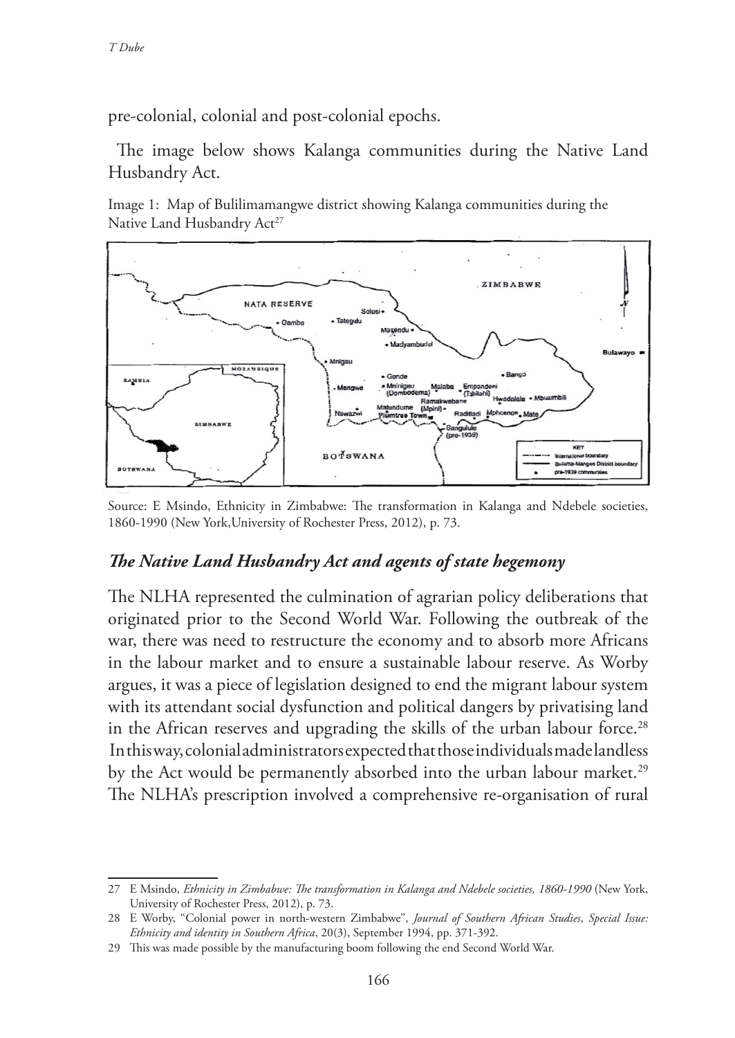pre-colonial, colonial and post-colonial epochs.

The image below shows Kalanga communities during the Native Land Husbandry Act.

Image 1: Map of Bulilimamangwe district showing Kalanga communities during the Native Land Husbandry Act[27]

Source: E Msindo, Ethnicity in Zimbabwe: The transformation in Kalanga and Ndebele societies, 1860-1990 (New York,University of Rochester Press, 2012), p. 73.

### *The Native Land Husbandry Act and agents of state hegemony*

The NLHA represented the culmination of agrarian policy deliberations that originated prior to the Second World War. Following the outbreak of the war, there was need to restructure the economy and to absorb more Africans in the labour market and to ensure a sustainable labour reserve. As Worby argues, it was a piece of legislation designed to end the migrant labour system with its attendant social dysfunction and political dangers by privatising land in the African reserves and upgrading the skills of the urban labour force.[28] In this way, colonial administrators expected that those individuals made landless by the Act would be permanently absorbed into the urban labour market.[29] The NLHA's prescription involved a comprehensive re-organisation of rural

---

27 E Msindo, *Ethnicity in Zimbabwe: The transformation in Kalanga and Ndebele societies, 1860-1990* (New York, University of Rochester Press, 2012), p. 73.

28 E Worby, "Colonial power in north-western Zimbabwe", *Journal of Southern African Studies*, *Special Issue: Ethnicity and identity in Southern Africa*, 20(3), September 1994, pp. 371-392.

29 This was made possible by the manufacturing boom following the end Second World War.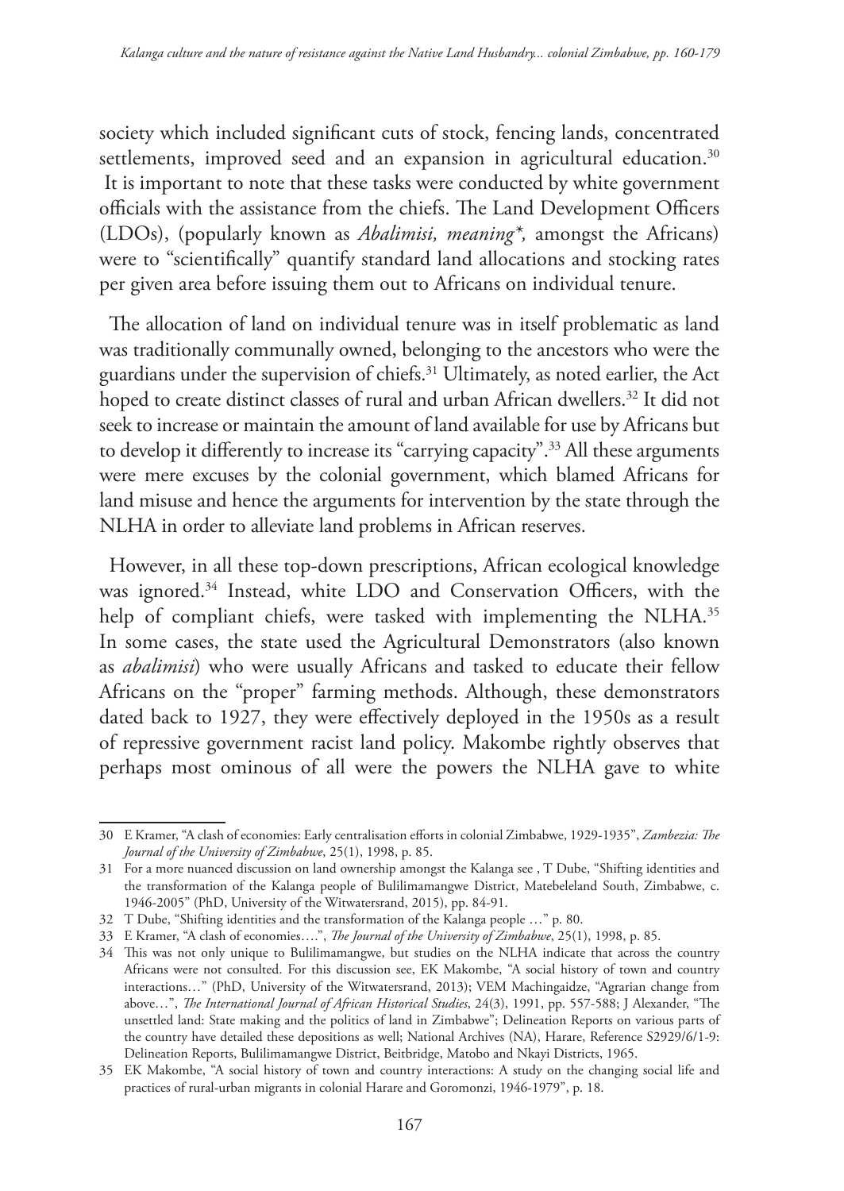society which included significant cuts of stock, fencing lands, concentrated settlements, improved seed and an expansion in agricultural education.[30] It is important to note that these tasks were conducted by white government officials with the assistance from the chiefs. The Land Development Officers (LDOs), (popularly known as *Abalimisi, meaning\*,* amongst the Africans) were to "scientifically" quantify standard land allocations and stocking rates per given area before issuing them out to Africans on individual tenure.

The allocation of land on individual tenure was in itself problematic as land was traditionally communally owned, belonging to the ancestors who were the guardians under the supervision of chiefs.[31] Ultimately, as noted earlier, the Act hoped to create distinct classes of rural and urban African dwellers.[32] It did not seek to increase or maintain the amount of land available for use by Africans but to develop it differently to increase its "carrying capacity".[33] All these arguments were mere excuses by the colonial government, which blamed Africans for land misuse and hence the arguments for intervention by the state through the NLHA in order to alleviate land problems in African reserves.

However, in all these top-down prescriptions, African ecological knowledge was ignored.[34] Instead, white LDO and Conservation Officers, with the help of compliant chiefs, were tasked with implementing the NLHA.[35] In some cases, the state used the Agricultural Demonstrators (also known as *abalimisi*) who were usually Africans and tasked to educate their fellow Africans on the "proper" farming methods. Although, these demonstrators dated back to 1927, they were effectively deployed in the 1950s as a result of repressive government racist land policy. Makombe rightly observes that perhaps most ominous of all were the powers the NLHA gave to white

---

30 E Kramer, "A clash of economies: Early centralisation efforts in colonial Zimbabwe, 1929-1935", *Zambezia: The Journal of the University of Zimbabwe*, 25(1), 1998, p. 85.

31 For a more nuanced discussion on land ownership amongst the Kalanga see , T Dube, "Shifting identities and the transformation of the Kalanga people of Bulilimamangwe District, Matebeleland South, Zimbabwe, c. 1946-2005" (PhD, University of the Witwatersrand, 2015), pp. 84-91.

32 T Dube, "Shifting identities and the transformation of the Kalanga people …" p. 80.

33 E Kramer, "A clash of economies….", *The Journal of the University of Zimbabwe*, 25(1), 1998, p. 85.

34 This was not only unique to Bulilimamangwe, but studies on the NLHA indicate that across the country Africans were not consulted. For this discussion see, EK Makombe, "A social history of town and country interactions…" (PhD, University of the Witwatersrand, 2013); VEM Machingaidze, "Agrarian change from above…", *The International Journal of African Historical Studies*, 24(3), 1991, pp. 557-588; J Alexander, "The unsettled land: State making and the politics of land in Zimbabwe"; Delineation Reports on various parts of the country have detailed these depositions as well; National Archives (NA), Harare, Reference S2929/6/1-9: Delineation Reports, Bulilimamangwe District, Beitbridge, Matobo and Nkayi Districts, 1965.

35 EK Makombe, "A social history of town and country interactions: A study on the changing social life and practices of rural-urban migrants in colonial Harare and Goromonzi, 1946-1979", p. 18.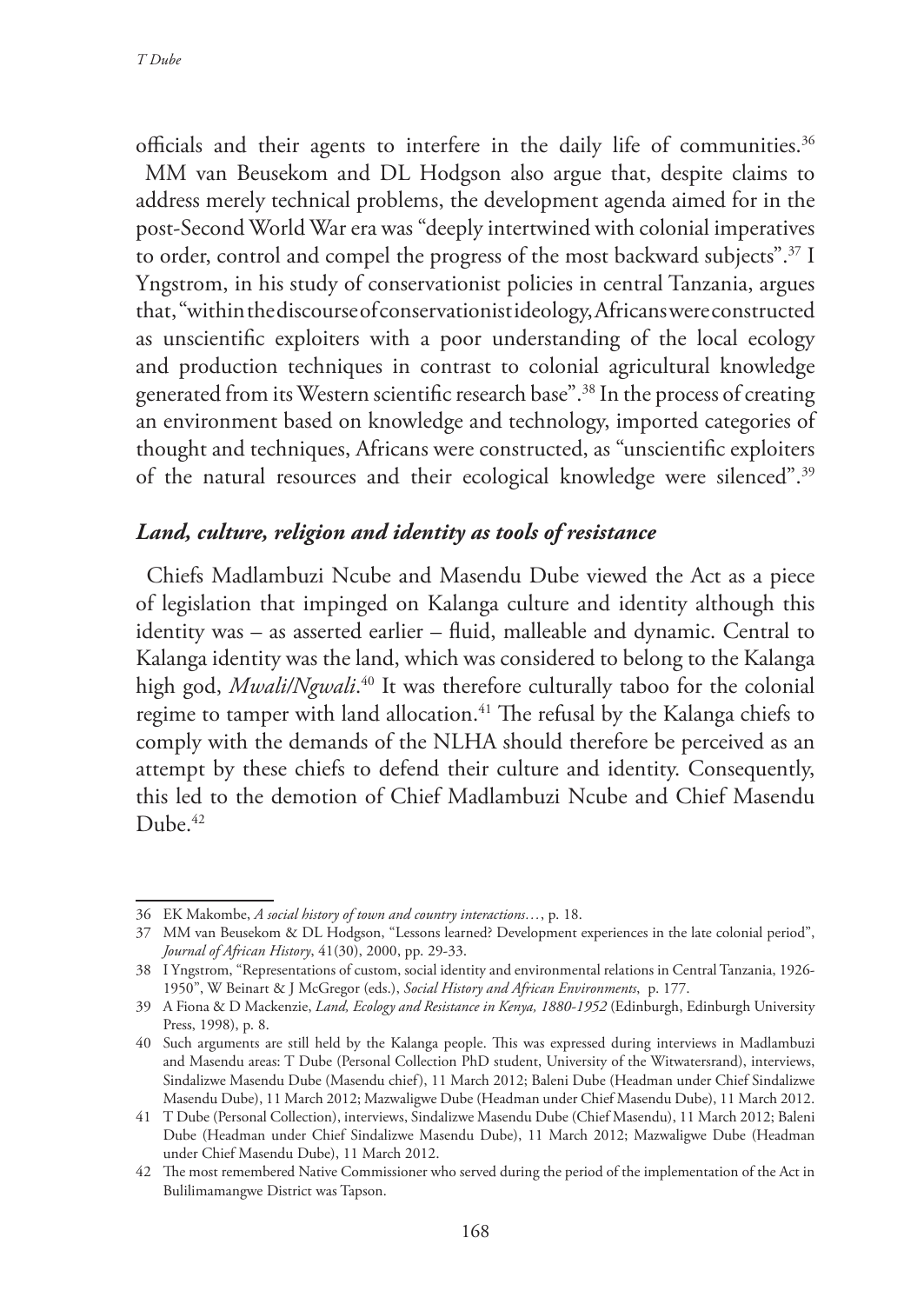officials and their agents to interfere in the daily life of communities.[36] MM van Beusekom and DL Hodgson also argue that, despite claims to address merely technical problems, the development agenda aimed for in the post-Second World War era was "deeply intertwined with colonial imperatives to order, control and compel the progress of the most backward subjects".[37] I Yngstrom, in his study of conservationist policies in central Tanzania, argues that, "within the discourse of conservationist ideology, Africans were constructed as unscientific exploiters with a poor understanding of the local ecology and production techniques in contrast to colonial agricultural knowledge generated from its Western scientific research base".[38] In the process of creating an environment based on knowledge and technology, imported categories of thought and techniques, Africans were constructed, as "unscientific exploiters of the natural resources and their ecological knowledge were silenced".[39]

### *Land, culture, religion and identity as tools of resistance*

Chiefs Madlambuzi Ncube and Masendu Dube viewed the Act as a piece of legislation that impinged on Kalanga culture and identity although this identity was – as asserted earlier – fluid, malleable and dynamic. Central to Kalanga identity was the land, which was considered to belong to the Kalanga high god, *Mwali/Ngwali*.[40] It was therefore culturally taboo for the colonial regime to tamper with land allocation.[41] The refusal by the Kalanga chiefs to comply with the demands of the NLHA should therefore be perceived as an attempt by these chiefs to defend their culture and identity. Consequently, this led to the demotion of Chief Madlambuzi Ncube and Chief Masendu Dube.[42]

---

36 EK Makombe, *A social history of town and country interactions…*, p. 18.

37 MM van Beusekom & DL Hodgson, "Lessons learned? Development experiences in the late colonial period", *Journal of African History*, 41(30), 2000, pp. 29-33.

38 I Yngstrom, "Representations of custom, social identity and environmental relations in Central Tanzania, 1926-1950", W Beinart & J McGregor (eds.), *Social History and African Environments*, p. 177.

39 A Fiona & D Mackenzie, *Land, Ecology and Resistance in Kenya, 1880-1952* (Edinburgh, Edinburgh University Press, 1998), p. 8.

40 Such arguments are still held by the Kalanga people. This was expressed during interviews in Madlambuzi and Masendu areas: T Dube (Personal Collection PhD student, University of the Witwatersrand), interviews, Sindalizwe Masendu Dube (Masendu chief), 11 March 2012; Baleni Dube (Headman under Chief Sindalizwe Masendu Dube), 11 March 2012; Mazwaligwe Dube (Headman under Chief Masendu Dube), 11 March 2012.

41 T Dube (Personal Collection), interviews, Sindalizwe Masendu Dube (Chief Masendu), 11 March 2012; Baleni Dube (Headman under Chief Sindalizwe Masendu Dube), 11 March 2012; Mazwaligwe Dube (Headman under Chief Masendu Dube), 11 March 2012.

42 The most remembered Native Commissioner who served during the period of the implementation of the Act in Bulilimamangwe District was Tapson.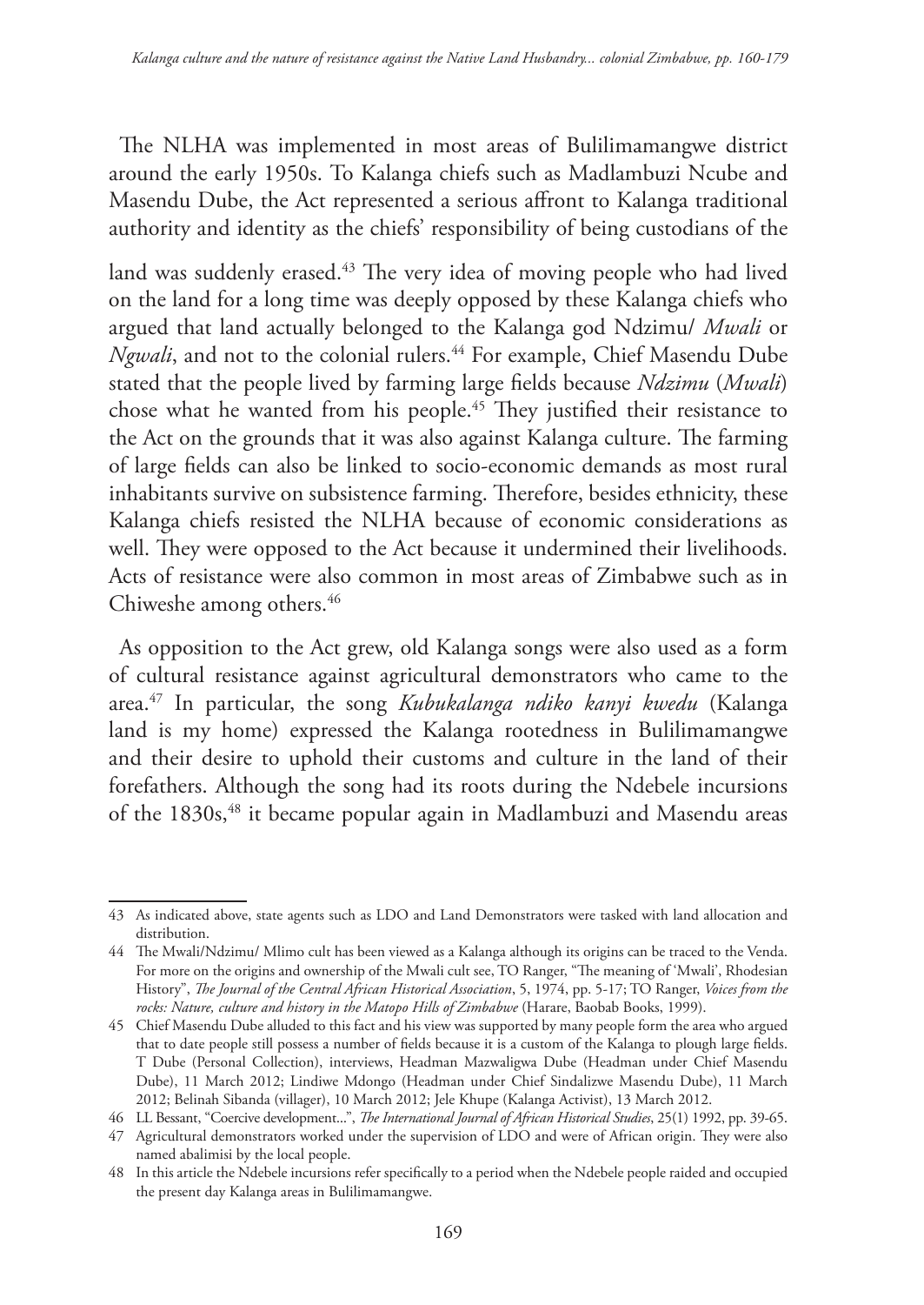The NLHA was implemented in most areas of Bulilimamangwe district around the early 1950s. To Kalanga chiefs such as Madlambuzi Ncube and Masendu Dube, the Act represented a serious affront to Kalanga traditional authority and identity as the chiefs' responsibility of being custodians of the land was suddenly erased.[43] The very idea of moving people who had lived on the land for a long time was deeply opposed by these Kalanga chiefs who argued that land actually belonged to the Kalanga god Ndzimu/ *Mwali* or *Ngwali*, and not to the colonial rulers.[44] For example, Chief Masendu Dube stated that the people lived by farming large fields because *Ndzimu* (*Mwali*) chose what he wanted from his people.[45] They justified their resistance to the Act on the grounds that it was also against Kalanga culture. The farming of large fields can also be linked to socio-economic demands as most rural inhabitants survive on subsistence farming. Therefore, besides ethnicity, these Kalanga chiefs resisted the NLHA because of economic considerations as well. They were opposed to the Act because it undermined their livelihoods. Acts of resistance were also common in most areas of Zimbabwe such as in Chiweshe among others.[46]

As opposition to the Act grew, old Kalanga songs were also used as a form of cultural resistance against agricultural demonstrators who came to the area.[47] In particular, the song *Kubukalanga ndiko kanyi kwedu* (Kalanga land is my home) expressed the Kalanga rootedness in Bulilimamangwe and their desire to uphold their customs and culture in the land of their forefathers. Although the song had its roots during the Ndebele incursions of the 1830s,[48] it became popular again in Madlambuzi and Masendu areas

---

43 As indicated above, state agents such as LDO and Land Demonstrators were tasked with land allocation and distribution.

44 The Mwali/Ndzimu/ Mlimo cult has been viewed as a Kalanga although its origins can be traced to the Venda. For more on the origins and ownership of the Mwali cult see, TO Ranger, "The meaning of 'Mwali', Rhodesian History", *The Journal of the Central African Historical Association*, 5, 1974, pp. 5-17; TO Ranger, *Voices from the rocks: Nature, culture and history in the Matopo Hills of Zimbabwe* (Harare, Baobab Books, 1999).

45 Chief Masendu Dube alluded to this fact and his view was supported by many people form the area who argued that to date people still possess a number of fields because it is a custom of the Kalanga to plough large fields. T Dube (Personal Collection), interviews, Headman Mazwaligwa Dube (Headman under Chief Masendu Dube), 11 March 2012; Lindiwe Mdongo (Headman under Chief Sindalizwe Masendu Dube), 11 March 2012; Belinah Sibanda (villager), 10 March 2012; Jele Khupe (Kalanga Activist), 13 March 2012.

46 LL Bessant, "Coercive development...", *The International Journal of African Historical Studies*, 25(1) 1992, pp. 39-65.

47 Agricultural demonstrators worked under the supervision of LDO and were of African origin. They were also named abalimisi by the local people.

48 In this article the Ndebele incursions refer specifically to a period when the Ndebele people raided and occupied the present day Kalanga areas in Bulilimamangwe.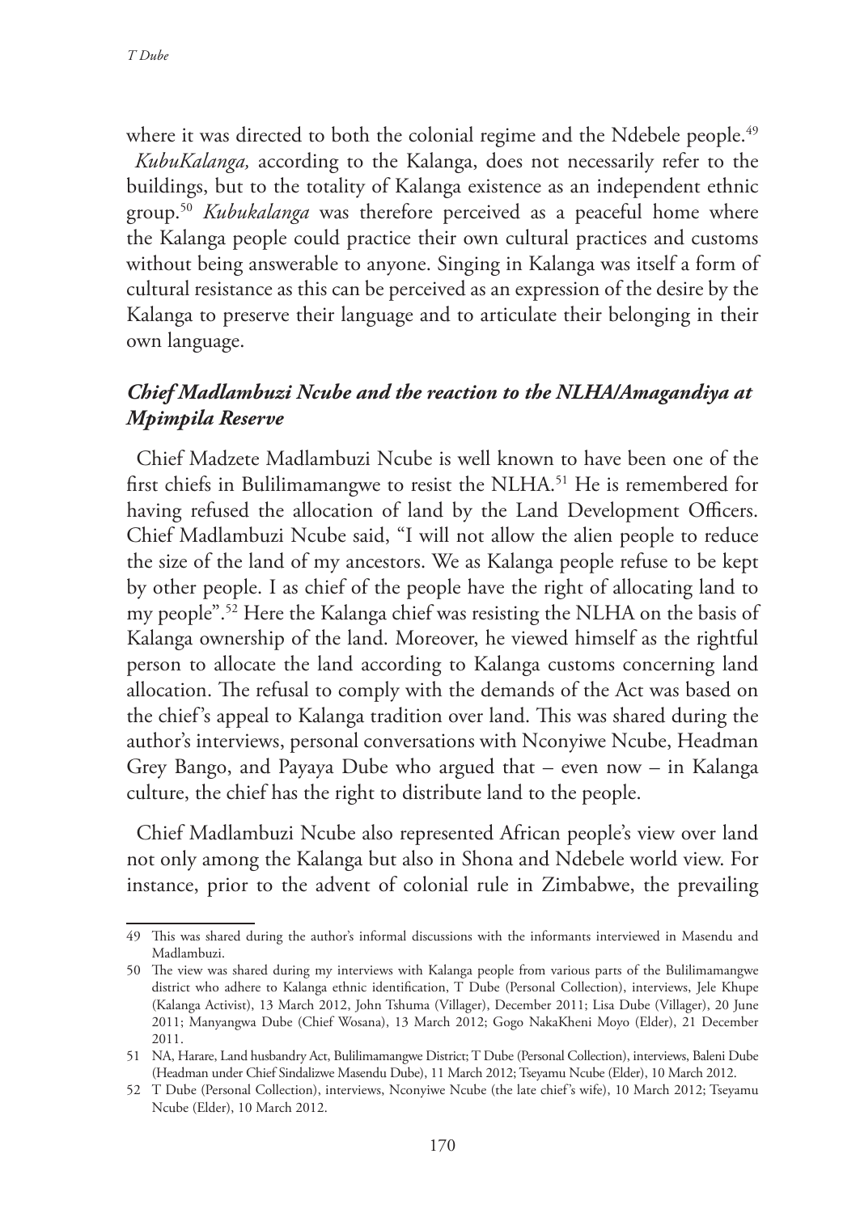where it was directed to both the colonial regime and the Ndebele people.[49] *KubuKalanga,* according to the Kalanga, does not necessarily refer to the buildings, but to the totality of Kalanga existence as an independent ethnic group.[50] *Kubukalanga* was therefore perceived as a peaceful home where the Kalanga people could practice their own cultural practices and customs without being answerable to anyone. Singing in Kalanga was itself a form of cultural resistance as this can be perceived as an expression of the desire by the Kalanga to preserve their language and to articulate their belonging in their own language.

### *Chief Madlambuzi Ncube and the reaction to the NLHA/Amagandiya at Mpimpila Reserve*

Chief Madzete Madlambuzi Ncube is well known to have been one of the first chiefs in Bulilimamangwe to resist the NLHA.[51] He is remembered for having refused the allocation of land by the Land Development Officers. Chief Madlambuzi Ncube said, "I will not allow the alien people to reduce the size of the land of my ancestors. We as Kalanga people refuse to be kept by other people. I as chief of the people have the right of allocating land to my people".[52] Here the Kalanga chief was resisting the NLHA on the basis of Kalanga ownership of the land. Moreover, he viewed himself as the rightful person to allocate the land according to Kalanga customs concerning land allocation. The refusal to comply with the demands of the Act was based on the chief's appeal to Kalanga tradition over land. This was shared during the author's interviews, personal conversations with Nconyiwe Ncube, Headman Grey Bango, and Payaya Dube who argued that – even now – in Kalanga culture, the chief has the right to distribute land to the people.

Chief Madlambuzi Ncube also represented African people's view over land not only among the Kalanga but also in Shona and Ndebele world view. For instance, prior to the advent of colonial rule in Zimbabwe, the prevailing

---

49 This was shared during the author's informal discussions with the informants interviewed in Masendu and Madlambuzi.

50 The view was shared during my interviews with Kalanga people from various parts of the Bulilimamangwe district who adhere to Kalanga ethnic identification, T Dube (Personal Collection), interviews, Jele Khupe (Kalanga Activist), 13 March 2012, John Tshuma (Villager), December 2011; Lisa Dube (Villager), 20 June 2011; Manyangwa Dube (Chief Wosana), 13 March 2012; Gogo NakaKheni Moyo (Elder), 21 December 2011.

51 NA, Harare, Land husbandry Act, Bulilimamangwe District; T Dube (Personal Collection), interviews, Baleni Dube (Headman under Chief Sindalizwe Masendu Dube), 11 March 2012; Tseyamu Ncube (Elder), 10 March 2012.

52 T Dube (Personal Collection), interviews, Nconyiwe Ncube (the late chief's wife), 10 March 2012; Tseyamu Ncube (Elder), 10 March 2012.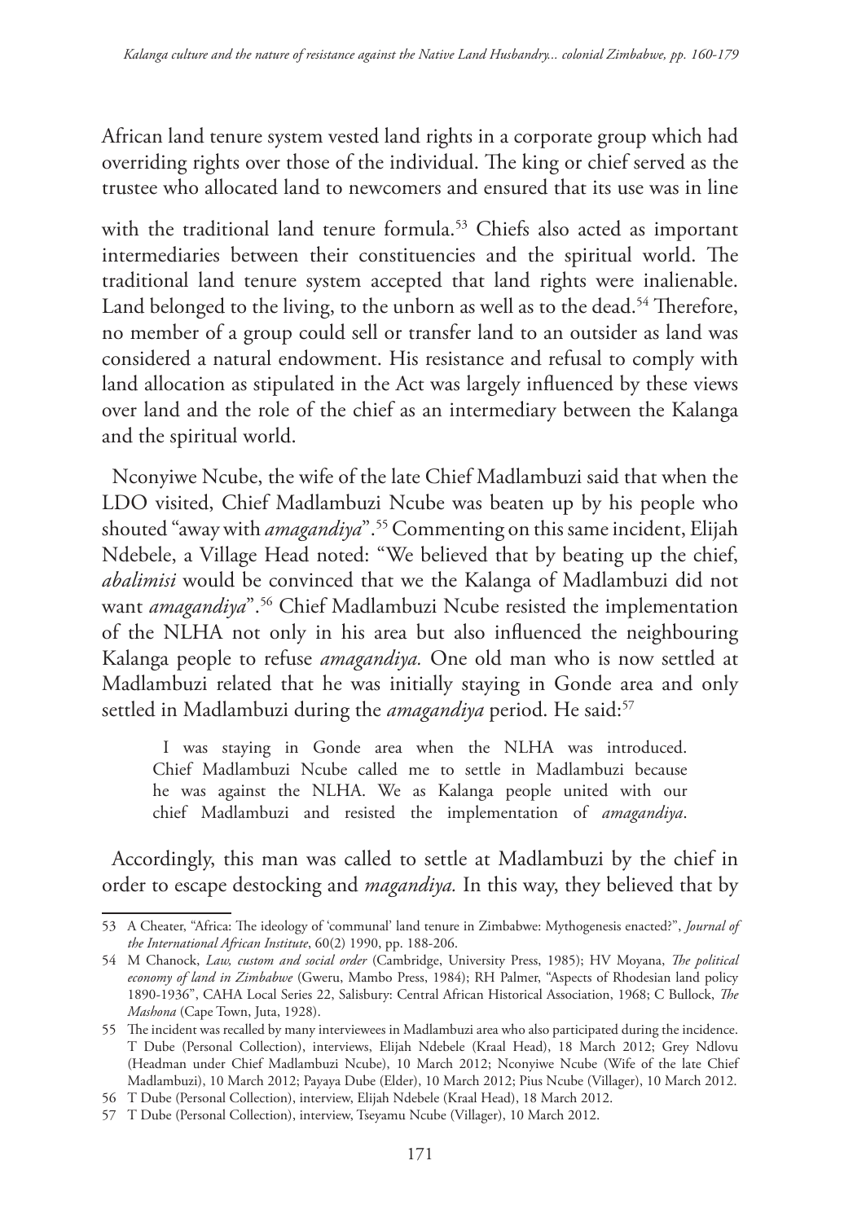African land tenure system vested land rights in a corporate group which had overriding rights over those of the individual. The king or chief served as the trustee who allocated land to newcomers and ensured that its use was in line with the traditional land tenure formula.[53] Chiefs also acted as important intermediaries between their constituencies and the spiritual world. The traditional land tenure system accepted that land rights were inalienable. Land belonged to the living, to the unborn as well as to the dead.[54] Therefore, no member of a group could sell or transfer land to an outsider as land was considered a natural endowment. His resistance and refusal to comply with land allocation as stipulated in the Act was largely influenced by these views over land and the role of the chief as an intermediary between the Kalanga and the spiritual world.

Nconyiwe Ncube, the wife of the late Chief Madlambuzi said that when the LDO visited, Chief Madlambuzi Ncube was beaten up by his people who shouted "away with *amagandiya*".[55] Commenting on this same incident, Elijah Ndebele, a Village Head noted: "We believed that by beating up the chief, *abalimisi* would be convinced that we the Kalanga of Madlambuzi did not want *amagandiya*".[56] Chief Madlambuzi Ncube resisted the implementation of the NLHA not only in his area but also influenced the neighbouring Kalanga people to refuse *amagandiya.* One old man who is now settled at Madlambuzi related that he was initially staying in Gonde area and only settled in Madlambuzi during the *amagandiya* period. He said:[57]

> I was staying in Gonde area when the NLHA was introduced. Chief Madlambuzi Ncube called me to settle in Madlambuzi because he was against the NLHA. We as Kalanga people united with our chief Madlambuzi and resisted the implementation of *amagandiya*.

Accordingly, this man was called to settle at Madlambuzi by the chief in order to escape destocking and *magandiya.* In this way, they believed that by

---

53 A Cheater, "Africa: The ideology of 'communal' land tenure in Zimbabwe: Mythogenesis enacted?", *Journal of the International African Institute*, 60(2) 1990, pp. 188-206.

54 M Chanock, *Law, custom and social order* (Cambridge, University Press, 1985); HV Moyana, *The political economy of land in Zimbabwe* (Gweru, Mambo Press, 1984); RH Palmer, "Aspects of Rhodesian land policy 1890-1936", CAHA Local Series 22, Salisbury: Central African Historical Association, 1968; C Bullock, *The Mashona* (Cape Town, Juta, 1928).

55 The incident was recalled by many interviewees in Madlambuzi area who also participated during the incidence. T Dube (Personal Collection), interviews, Elijah Ndebele (Kraal Head), 18 March 2012; Grey Ndlovu (Headman under Chief Madlambuzi Ncube), 10 March 2012; Nconyiwe Ncube (Wife of the late Chief Madlambuzi), 10 March 2012; Payaya Dube (Elder), 10 March 2012; Pius Ncube (Villager), 10 March 2012.

56 T Dube (Personal Collection), interview, Elijah Ndebele (Kraal Head), 18 March 2012.

57 T Dube (Personal Collection), interview, Tseyamu Ncube (Villager), 10 March 2012.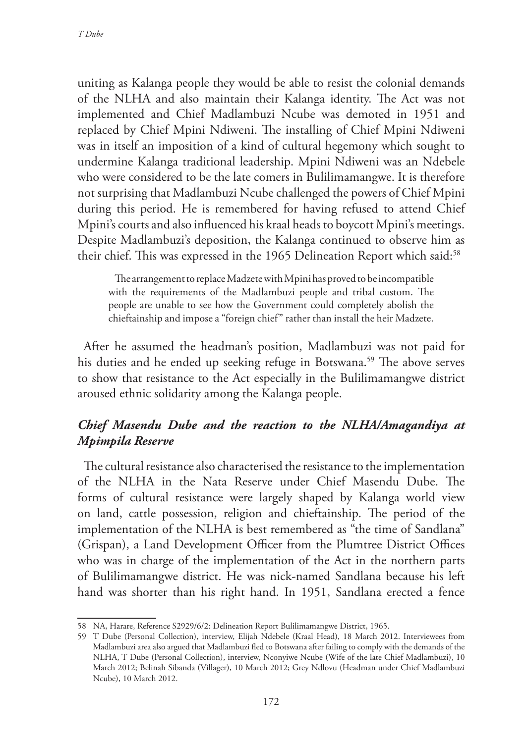uniting as Kalanga people they would be able to resist the colonial demands of the NLHA and also maintain their Kalanga identity. The Act was not implemented and Chief Madlambuzi Ncube was demoted in 1951 and replaced by Chief Mpini Ndiweni. The installing of Chief Mpini Ndiweni was in itself an imposition of a kind of cultural hegemony which sought to undermine Kalanga traditional leadership. Mpini Ndiweni was an Ndebele who were considered to be the late comers in Bulilimamangwe. It is therefore not surprising that Madlambuzi Ncube challenged the powers of Chief Mpini during this period. He is remembered for having refused to attend Chief Mpini's courts and also influenced his kraal heads to boycott Mpini's meetings. Despite Madlambuzi's deposition, the Kalanga continued to observe him as their chief. This was expressed in the 1965 Delineation Report which said:[58]

> The arrangement to replace Madzete with Mpini has proved to be incompatible with the requirements of the Madlambuzi people and tribal custom. The people are unable to see how the Government could completely abolish the chieftainship and impose a "foreign chief" rather than install the heir Madzete.

After he assumed the headman's position, Madlambuzi was not paid for his duties and he ended up seeking refuge in Botswana.[59] The above serves to show that resistance to the Act especially in the Bulilimamangwe district aroused ethnic solidarity among the Kalanga people.

### *Chief Masendu Dube and the reaction to the NLHA/Amagandiya at Mpimpila Reserve*

The cultural resistance also characterised the resistance to the implementation of the NLHA in the Nata Reserve under Chief Masendu Dube. The forms of cultural resistance were largely shaped by Kalanga world view on land, cattle possession, religion and chieftainship. The period of the implementation of the NLHA is best remembered as "the time of Sandlana" (Grispan), a Land Development Officer from the Plumtree District Offices who was in charge of the implementation of the Act in the northern parts of Bulilimamangwe district. He was nick-named Sandlana because his left hand was shorter than his right hand. In 1951, Sandlana erected a fence

---

58 NA, Harare, Reference S2929/6/2: Delineation Report Bulilimamangwe District, 1965.

59 T Dube (Personal Collection), interview, Elijah Ndebele (Kraal Head), 18 March 2012. Interviewees from Madlambuzi area also argued that Madlambuzi fled to Botswana after failing to comply with the demands of the NLHA, T Dube (Personal Collection), interview, Nconyiwe Ncube (Wife of the late Chief Madlambuzi), 10 March 2012; Belinah Sibanda (Villager), 10 March 2012; Grey Ndlovu (Headman under Chief Madlambuzi Ncube), 10 March 2012.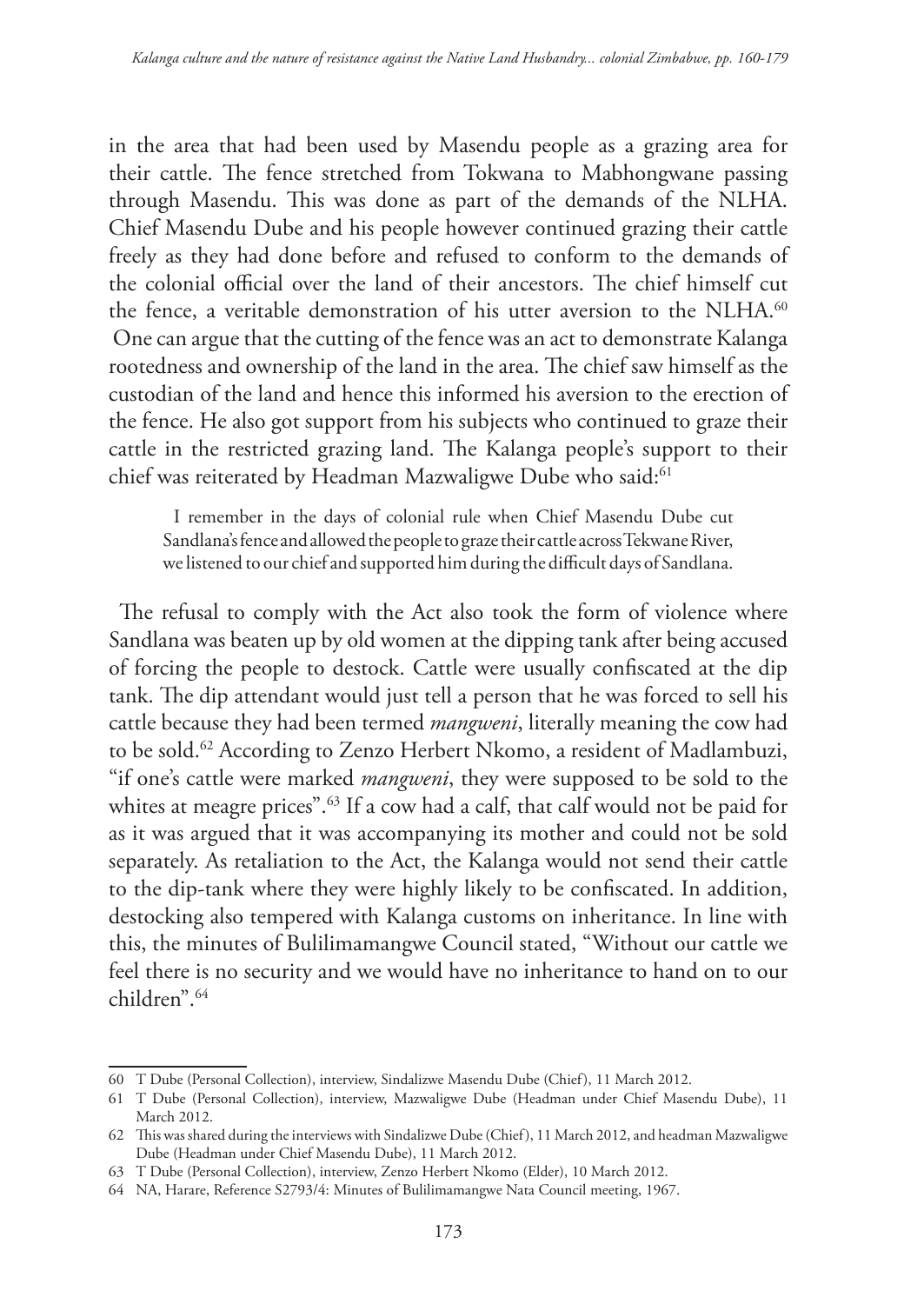in the area that had been used by Masendu people as a grazing area for their cattle. The fence stretched from Tokwana to Mabhongwane passing through Masendu. This was done as part of the demands of the NLHA. Chief Masendu Dube and his people however continued grazing their cattle freely as they had done before and refused to conform to the demands of the colonial official over the land of their ancestors. The chief himself cut the fence, a veritable demonstration of his utter aversion to the NLHA.[60] One can argue that the cutting of the fence was an act to demonstrate Kalanga rootedness and ownership of the land in the area. The chief saw himself as the custodian of the land and hence this informed his aversion to the erection of the fence. He also got support from his subjects who continued to graze their cattle in the restricted grazing land. The Kalanga people's support to their chief was reiterated by Headman Mazwaligwe Dube who said:[61]

> I remember in the days of colonial rule when Chief Masendu Dube cut Sandlana's fence and allowed the people to graze their cattle across Tekwane River, we listened to our chief and supported him during the difficult days of Sandlana.

The refusal to comply with the Act also took the form of violence where Sandlana was beaten up by old women at the dipping tank after being accused of forcing the people to destock. Cattle were usually confiscated at the dip tank. The dip attendant would just tell a person that he was forced to sell his cattle because they had been termed *mangweni*, literally meaning the cow had to be sold.[62] According to Zenzo Herbert Nkomo, a resident of Madlambuzi, "if one's cattle were marked *mangweni*, they were supposed to be sold to the whites at meagre prices".[63] If a cow had a calf, that calf would not be paid for as it was argued that it was accompanying its mother and could not be sold separately. As retaliation to the Act, the Kalanga would not send their cattle to the dip-tank where they were highly likely to be confiscated. In addition, destocking also tempered with Kalanga customs on inheritance. In line with this, the minutes of Bulilimamangwe Council stated, "Without our cattle we feel there is no security and we would have no inheritance to hand on to our children".[64]

---

60 T Dube (Personal Collection), interview, Sindalizwe Masendu Dube (Chief), 11 March 2012.

61 T Dube (Personal Collection), interview, Mazwaligwe Dube (Headman under Chief Masendu Dube), 11 March 2012.

62 This was shared during the interviews with Sindalizwe Dube (Chief), 11 March 2012, and headman Mazwaligwe Dube (Headman under Chief Masendu Dube), 11 March 2012.

63 T Dube (Personal Collection), interview, Zenzo Herbert Nkomo (Elder), 10 March 2012.

64 NA, Harare, Reference S2793/4: Minutes of Bulilimamangwe Nata Council meeting, 1967.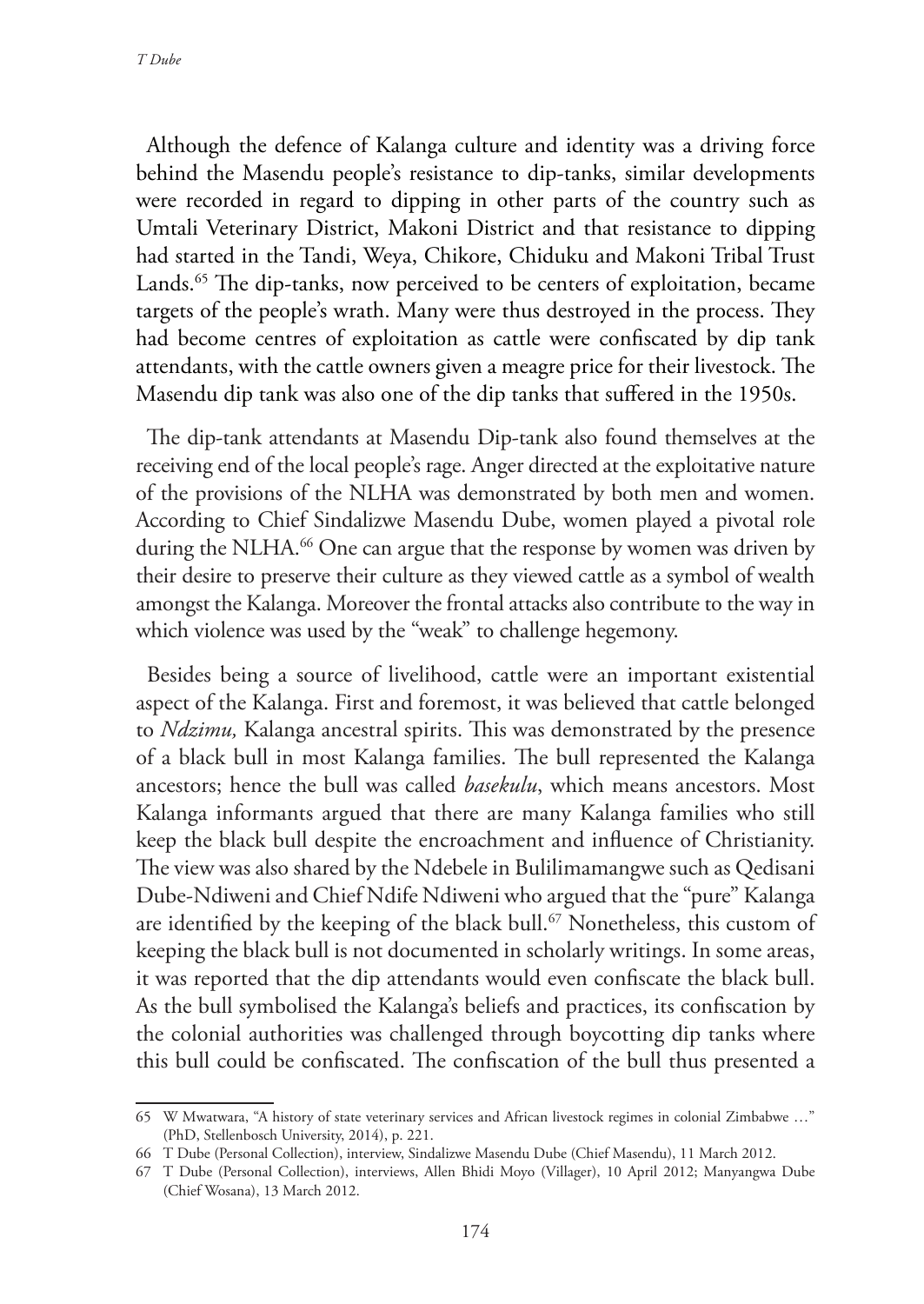Although the defence of Kalanga culture and identity was a driving force behind the Masendu people's resistance to dip-tanks, similar developments were recorded in regard to dipping in other parts of the country such as Umtali Veterinary District, Makoni District and that resistance to dipping had started in the Tandi, Weya, Chikore, Chiduku and Makoni Tribal Trust Lands.[65] The dip-tanks, now perceived to be centers of exploitation, became targets of the people's wrath. Many were thus destroyed in the process. They had become centres of exploitation as cattle were confiscated by dip tank attendants, with the cattle owners given a meagre price for their livestock. The Masendu dip tank was also one of the dip tanks that suffered in the 1950s.

The dip-tank attendants at Masendu Dip-tank also found themselves at the receiving end of the local people's rage. Anger directed at the exploitative nature of the provisions of the NLHA was demonstrated by both men and women. According to Chief Sindalizwe Masendu Dube, women played a pivotal role during the NLHA.[66] One can argue that the response by women was driven by their desire to preserve their culture as they viewed cattle as a symbol of wealth amongst the Kalanga. Moreover the frontal attacks also contribute to the way in which violence was used by the "weak" to challenge hegemony.

Besides being a source of livelihood, cattle were an important existential aspect of the Kalanga. First and foremost, it was believed that cattle belonged to *Ndzimu,* Kalanga ancestral spirits. This was demonstrated by the presence of a black bull in most Kalanga families. The bull represented the Kalanga ancestors; hence the bull was called *basekulu*, which means ancestors. Most Kalanga informants argued that there are many Kalanga families who still keep the black bull despite the encroachment and influence of Christianity. The view was also shared by the Ndebele in Bulilimamangwe such as Qedisani Dube-Ndiweni and Chief Ndife Ndiweni who argued that the "pure" Kalanga are identified by the keeping of the black bull.[67] Nonetheless, this custom of keeping the black bull is not documented in scholarly writings. In some areas, it was reported that the dip attendants would even confiscate the black bull. As the bull symbolised the Kalanga's beliefs and practices, its confiscation by the colonial authorities was challenged through boycotting dip tanks where this bull could be confiscated. The confiscation of the bull thus presented a

---

65 W Mwatwara, "A history of state veterinary services and African livestock regimes in colonial Zimbabwe …" (PhD, Stellenbosch University, 2014), p. 221.

66 T Dube (Personal Collection), interview, Sindalizwe Masendu Dube (Chief Masendu), 11 March 2012.

67 T Dube (Personal Collection), interviews, Allen Bhidi Moyo (Villager), 10 April 2012; Manyangwa Dube (Chief Wosana), 13 March 2012.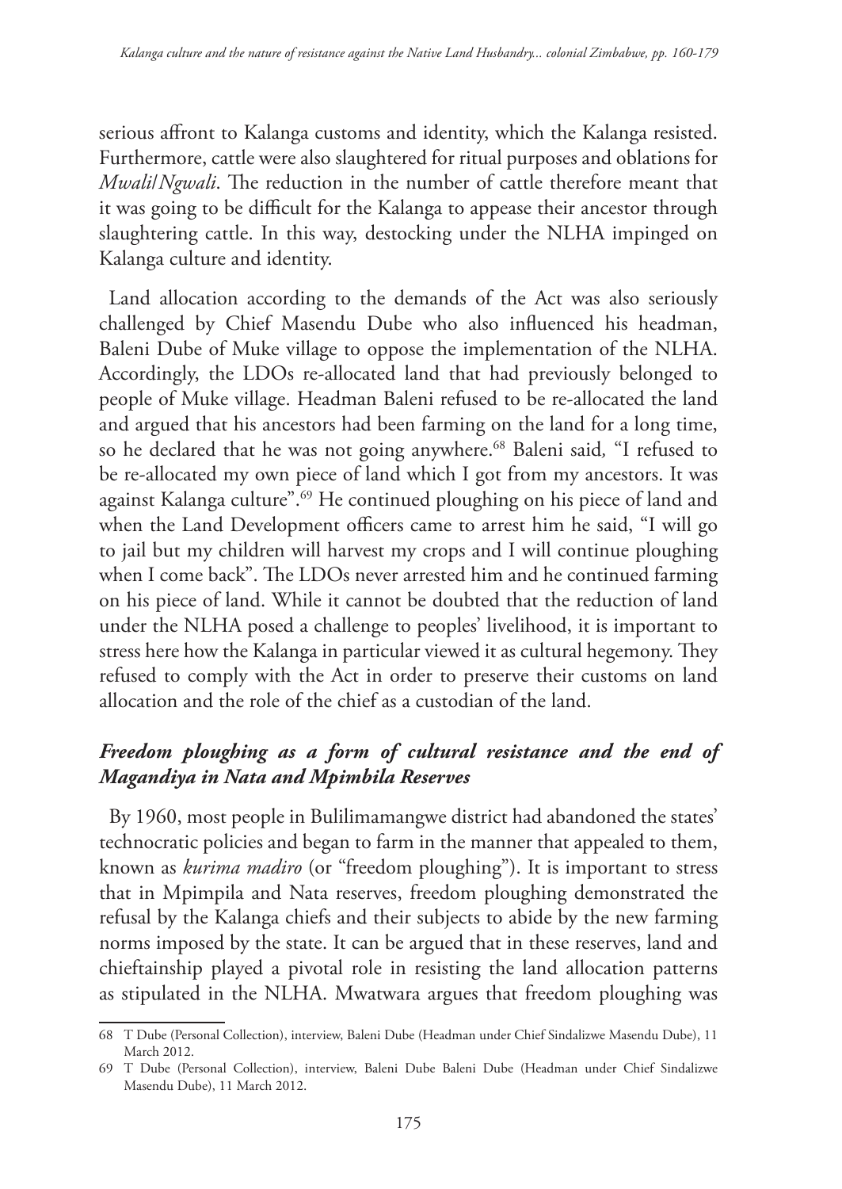serious affront to Kalanga customs and identity, which the Kalanga resisted. Furthermore, cattle were also slaughtered for ritual purposes and oblations for *Mwali/Ngwali*. The reduction in the number of cattle therefore meant that it was going to be difficult for the Kalanga to appease their ancestor through slaughtering cattle. In this way, destocking under the NLHA impinged on Kalanga culture and identity.

Land allocation according to the demands of the Act was also seriously challenged by Chief Masendu Dube who also influenced his headman, Baleni Dube of Muke village to oppose the implementation of the NLHA. Accordingly, the LDOs re-allocated land that had previously belonged to people of Muke village. Headman Baleni refused to be re-allocated the land and argued that his ancestors had been farming on the land for a long time, so he declared that he was not going anywhere.[68] Baleni said, "I refused to be re-allocated my own piece of land which I got from my ancestors. It was against Kalanga culture".[69] He continued ploughing on his piece of land and when the Land Development officers came to arrest him he said, "I will go to jail but my children will harvest my crops and I will continue ploughing when I come back". The LDOs never arrested him and he continued farming on his piece of land. While it cannot be doubted that the reduction of land under the NLHA posed a challenge to peoples' livelihood, it is important to stress here how the Kalanga in particular viewed it as cultural hegemony. They refused to comply with the Act in order to preserve their customs on land allocation and the role of the chief as a custodian of the land.

### *Freedom ploughing as a form of cultural resistance and the end of Magandiya in Nata and Mpimbila Reserves*

By 1960, most people in Bulilimamangwe district had abandoned the states' technocratic policies and began to farm in the manner that appealed to them, known as *kurima madiro* (or "freedom ploughing"). It is important to stress that in Mpimpila and Nata reserves, freedom ploughing demonstrated the refusal by the Kalanga chiefs and their subjects to abide by the new farming norms imposed by the state. It can be argued that in these reserves, land and chieftainship played a pivotal role in resisting the land allocation patterns as stipulated in the NLHA. Mwatwara argues that freedom ploughing was

---

68 T Dube (Personal Collection), interview, Baleni Dube (Headman under Chief Sindalizwe Masendu Dube), 11 March 2012.

69 T Dube (Personal Collection), interview, Baleni Dube Baleni Dube (Headman under Chief Sindalizwe Masendu Dube), 11 March 2012.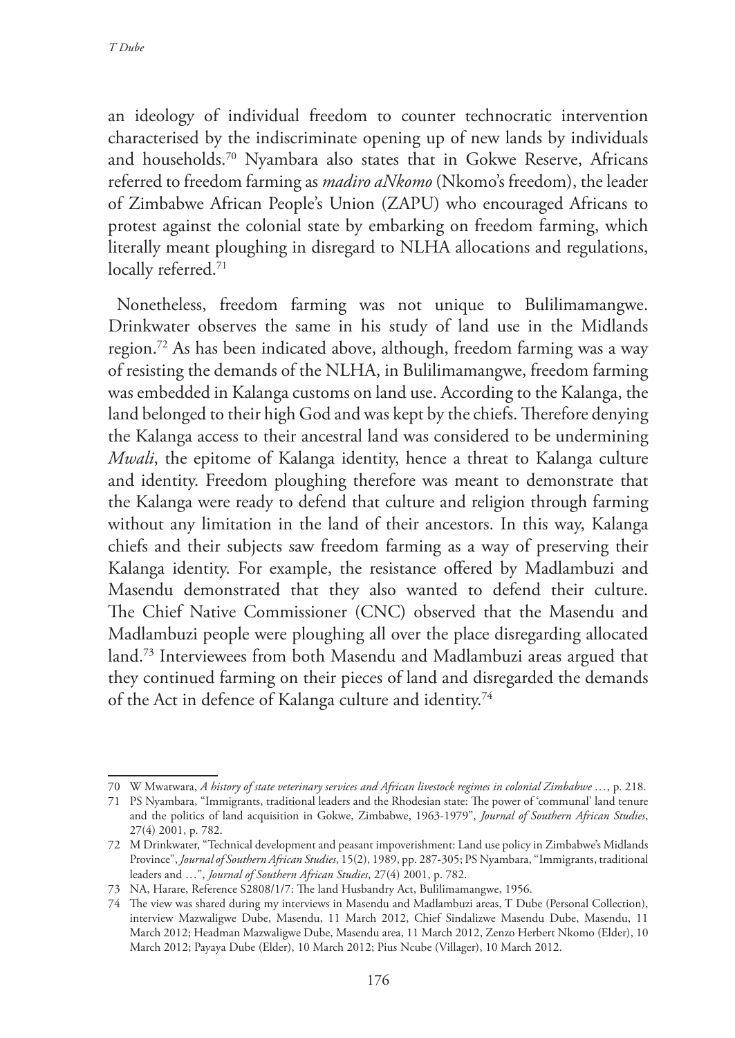an ideology of individual freedom to counter technocratic intervention characterised by the indiscriminate opening up of new lands by individuals and households.[70] Nyambara also states that in Gokwe Reserve, Africans referred to freedom farming as *madiro aNkomo* (Nkomo's freedom), the leader of Zimbabwe African People's Union (ZAPU) who encouraged Africans to protest against the colonial state by embarking on freedom farming, which literally meant ploughing in disregard to NLHA allocations and regulations, locally referred.[71]

Nonetheless, freedom farming was not unique to Bulilimamangwe. Drinkwater observes the same in his study of land use in the Midlands region.[72] As has been indicated above, although, freedom farming was a way of resisting the demands of the NLHA, in Bulilimamangwe, freedom farming was embedded in Kalanga customs on land use. According to the Kalanga, the land belonged to their high God and was kept by the chiefs. Therefore denying the Kalanga access to their ancestral land was considered to be undermining *Mwali*, the epitome of Kalanga identity, hence a threat to Kalanga culture and identity. Freedom ploughing therefore was meant to demonstrate that the Kalanga were ready to defend that culture and religion through farming without any limitation in the land of their ancestors. In this way, Kalanga chiefs and their subjects saw freedom farming as a way of preserving their Kalanga identity. For example, the resistance offered by Madlambuzi and Masendu demonstrated that they also wanted to defend their culture. The Chief Native Commissioner (CNC) observed that the Masendu and Madlambuzi people were ploughing all over the place disregarding allocated land.[73] Interviewees from both Masendu and Madlambuzi areas argued that they continued farming on their pieces of land and disregarded the demands of the Act in defence of Kalanga culture and identity.[74]

---

70 W Mwatwara, *A history of state veterinary services and African livestock regimes in colonial Zimbabwe …*, p. 218.

71 PS Nyambara, "Immigrants, traditional leaders and the Rhodesian state: The power of 'communal' land tenure and the politics of land acquisition in Gokwe, Zimbabwe, 1963-1979", *Journal of Southern African Studies*, 27(4) 2001, p. 782.

72 M Drinkwater, "Technical development and peasant impoverishment: Land use policy in Zimbabwe's Midlands Province", *Journal of Southern African Studies*, 15(2), 1989, pp. 287-305; PS Nyambara, "Immigrants, traditional leaders and …", *Journal of Southern African Studies*, 27(4) 2001, p. 782.

73 NA, Harare, Reference S2808/1/7: The land Husbandry Act, Bulilimamangwe, 1956.

74 The view was shared during my interviews in Masendu and Madlambuzi areas, T Dube (Personal Collection), interview Mazwaligwe Dube, Masendu, 11 March 2012, Chief Sindalizwe Masendu Dube, Masendu, 11 March 2012; Headman Mazwaligwe Dube, Masendu area, 11 March 2012, Zenzo Herbert Nkomo (Elder), 10 March 2012; Payaya Dube (Elder), 10 March 2012; Pius Ncube (Villager), 10 March 2012.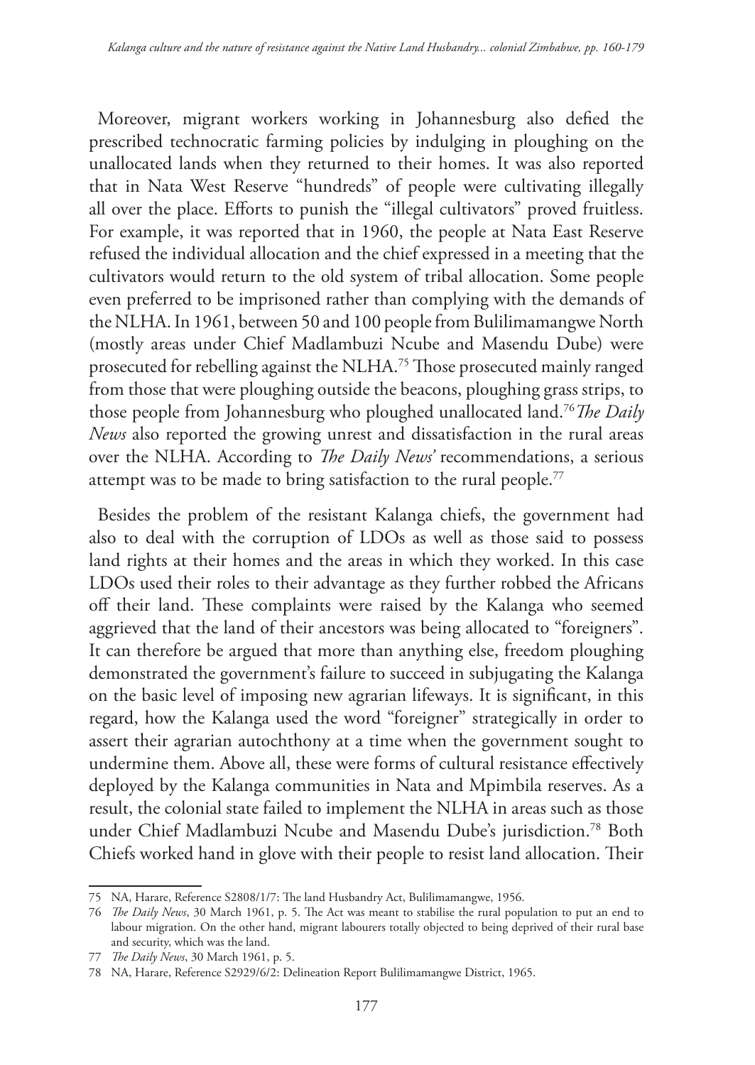Moreover, migrant workers working in Johannesburg also defied the prescribed technocratic farming policies by indulging in ploughing on the unallocated lands when they returned to their homes. It was also reported that in Nata West Reserve "hundreds" of people were cultivating illegally all over the place. Efforts to punish the "illegal cultivators" proved fruitless. For example, it was reported that in 1960, the people at Nata East Reserve refused the individual allocation and the chief expressed in a meeting that the cultivators would return to the old system of tribal allocation. Some people even preferred to be imprisoned rather than complying with the demands of the NLHA. In 1961, between 50 and 100 people from Bulilimamangwe North (mostly areas under Chief Madlambuzi Ncube and Masendu Dube) were prosecuted for rebelling against the NLHA.[75] Those prosecuted mainly ranged from those that were ploughing outside the beacons, ploughing grass strips, to those people from Johannesburg who ploughed unallocated land.[76] *The Daily News* also reported the growing unrest and dissatisfaction in the rural areas over the NLHA. According to *The Daily News'* recommendations, a serious attempt was to be made to bring satisfaction to the rural people.[77]

Besides the problem of the resistant Kalanga chiefs, the government had also to deal with the corruption of LDOs as well as those said to possess land rights at their homes and the areas in which they worked. In this case LDOs used their roles to their advantage as they further robbed the Africans off their land. These complaints were raised by the Kalanga who seemed aggrieved that the land of their ancestors was being allocated to "foreigners". It can therefore be argued that more than anything else, freedom ploughing demonstrated the government's failure to succeed in subjugating the Kalanga on the basic level of imposing new agrarian lifeways. It is significant, in this regard, how the Kalanga used the word "foreigner" strategically in order to assert their agrarian autochthony at a time when the government sought to undermine them. Above all, these were forms of cultural resistance effectively deployed by the Kalanga communities in Nata and Mpimbila reserves. As a result, the colonial state failed to implement the NLHA in areas such as those under Chief Madlambuzi Ncube and Masendu Dube's jurisdiction.[78] Both Chiefs worked hand in glove with their people to resist land allocation. Their

75 NA, Harare, Reference S2808/1/7: The land Husbandry Act, Bulilimamangwe, 1956.

76 *The Daily News*, 30 March 1961, p. 5. The Act was meant to stabilise the rural population to put an end to labour migration. On the other hand, migrant labourers totally objected to being deprived of their rural base and security, which was the land.

77 *The Daily News*, 30 March 1961, p. 5.

78 NA, Harare, Reference S2929/6/2: Delineation Report Bulilimamangwe District, 1965.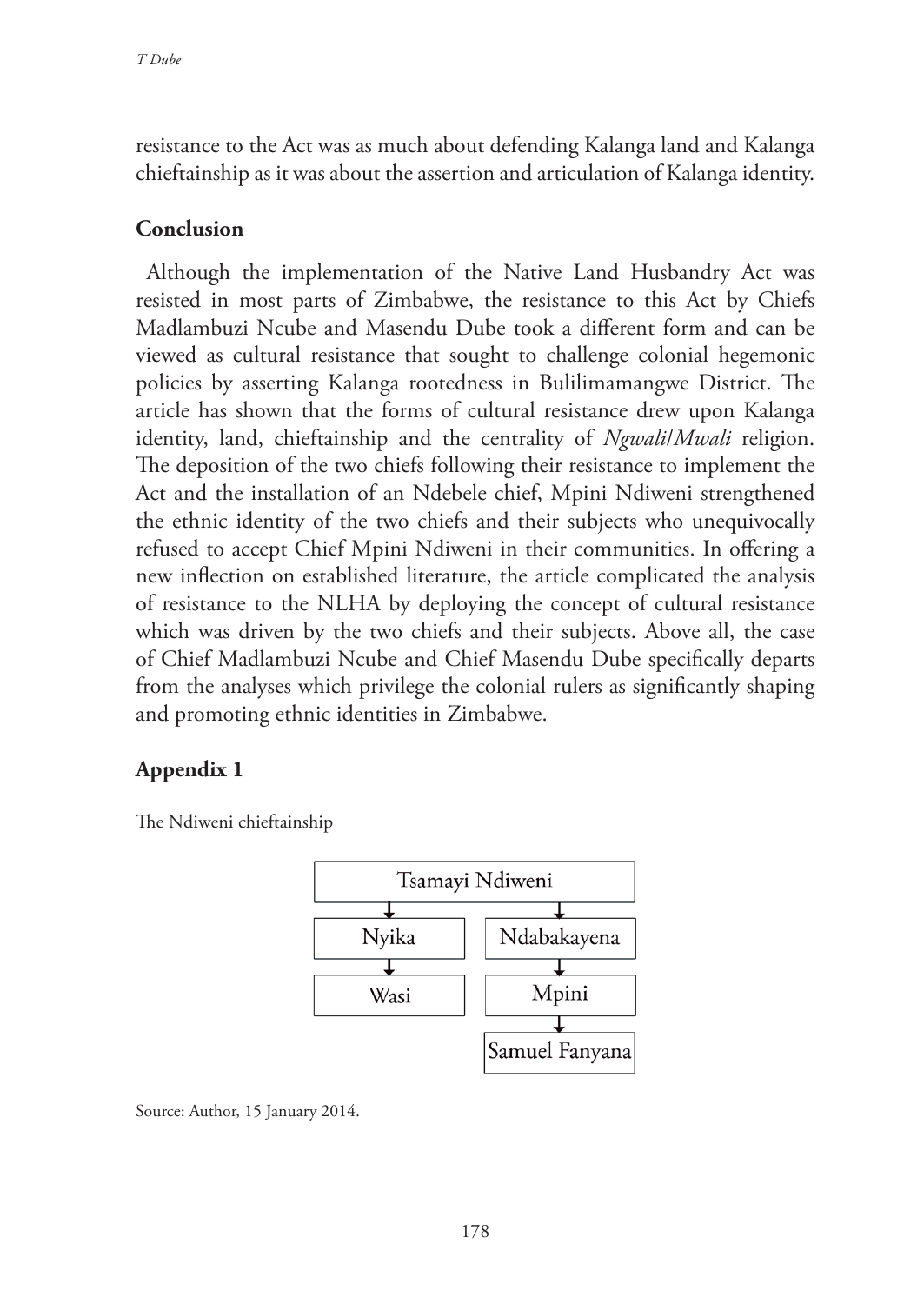resistance to the Act was as much about defending Kalanga land and Kalanga chieftainship as it was about the assertion and articulation of Kalanga identity.

## Conclusion

Although the implementation of the Native Land Husbandry Act was resisted in most parts of Zimbabwe, the resistance to this Act by Chiefs Madlambuzi Ncube and Masendu Dube took a different form and can be viewed as cultural resistance that sought to challenge colonial hegemonic policies by asserting Kalanga rootedness in Bulilimamangwe District. The article has shown that the forms of cultural resistance drew upon Kalanga identity, land, chieftainship and the centrality of *Ngwali/Mwali* religion. The deposition of the two chiefs following their resistance to implement the Act and the installation of an Ndebele chief, Mpini Ndiweni strengthened the ethnic identity of the two chiefs and their subjects who unequivocally refused to accept Chief Mpini Ndiweni in their communities. In offering a new inflection on established literature, the article complicated the analysis of resistance to the NLHA by deploying the concept of cultural resistance which was driven by the two chiefs and their subjects. Above all, the case of Chief Madlambuzi Ncube and Chief Masendu Dube specifically departs from the analyses which privilege the colonial rulers as significantly shaping and promoting ethnic identities in Zimbabwe.

## Appendix 1

The Ndiweni chieftainship

```
            Tsamayi Ndiweni
           ↓               ↓
         Nyika         Ndabakayena
           ↓               ↓
         Wasi            Mpini
                           ↓
                     Samuel Fanyana
```

Source: Author, 15 January 2014.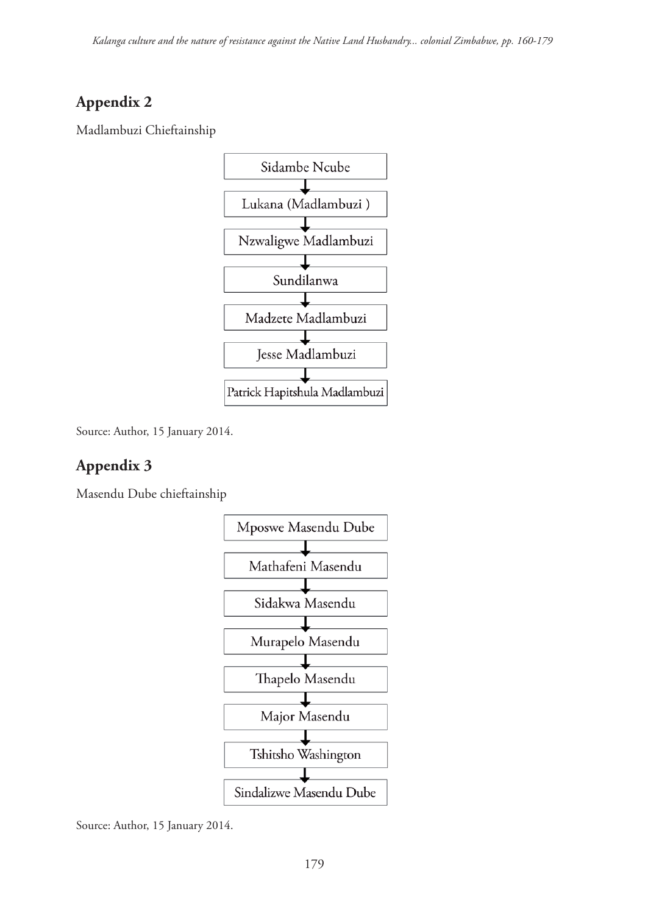## Appendix 2

Madlambuzi Chieftainship

Sidambe Ncube
↓
Lukana (Madlambuzi )
↓
Nzwaligwe Madlambuzi
↓
Sundilanwa
↓
Madzete Madlambuzi
↓
Jesse Madlambuzi
↓
Patrick Hapitshula Madlambuzi

Source: Author, 15 January 2014.

## Appendix 3

Masendu Dube chieftainship

Mposwe Masendu Dube
↓
Mathafeni Masendu
↓
Sidakwa Masendu
↓
Murapelo Masendu
↓
Thapelo Masendu
↓
Major Masendu
↓
Tshitsho Washington
↓
Sindalizwe Masendu Dube

Source: Author, 15 January 2014.